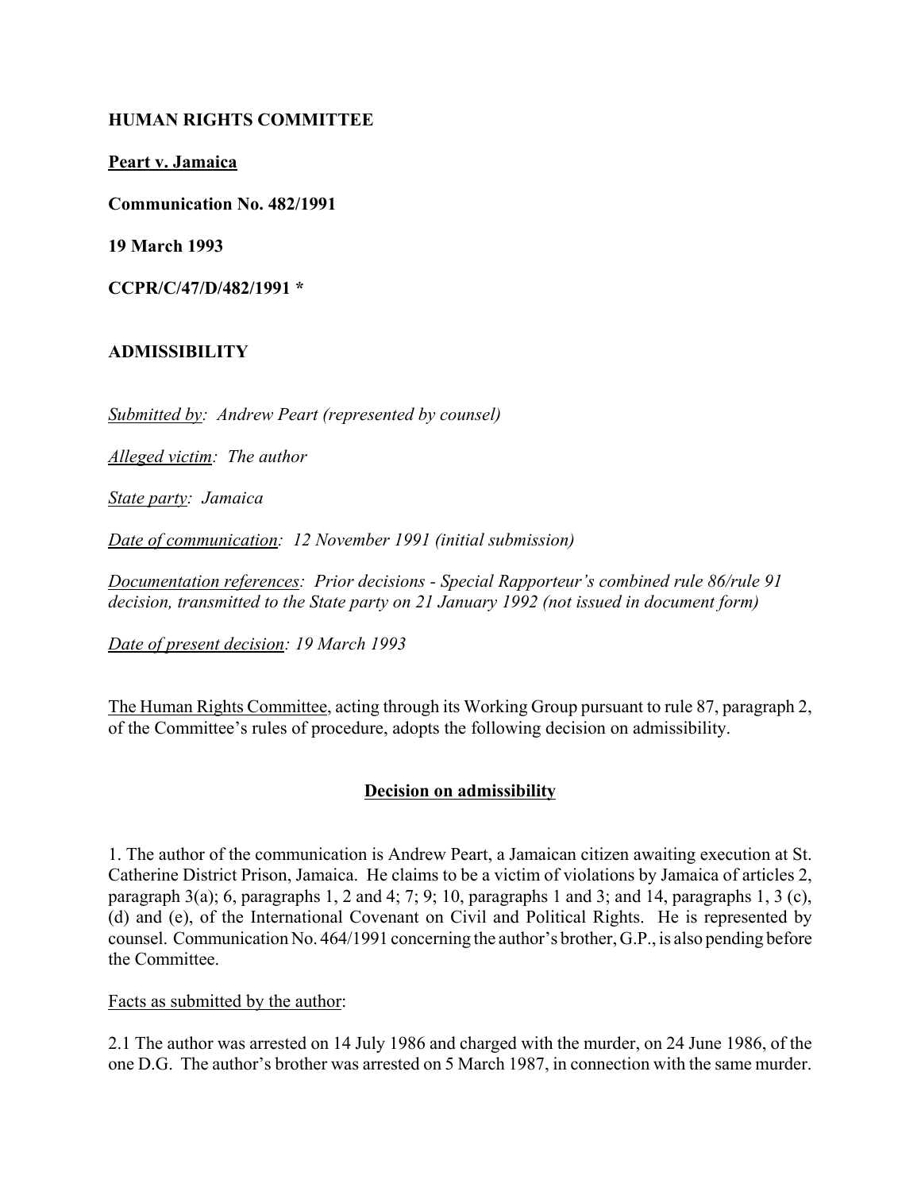**HUMAN RIGHTS COMMITTEE**

**Peart v. Jamaica**

**Communication No. 482/1991**

**19 March 1993**

**CCPR/C/47/D/482/1991 \***

**ADMISSIBILITY**

*Submitted by: Andrew Peart (represented by counsel)*

*Alleged victim: The author*

*State party: Jamaica*

*Date of communication: 12 November 1991 (initial submission)*

*Documentation references: Prior decisions - Special Rapporteur's combined rule 86/rule 91 decision, transmitted to the State party on 21 January 1992 (not issued in document form)*

*Date of present decision: 19 March 1993*

The Human Rights Committee, acting through its Working Group pursuant to rule 87, paragraph 2, of the Committee's rules of procedure, adopts the following decision on admissibility.

## Decision on admissibility

1. The author of the communication is Andrew Peart, a Jamaican citizen awaiting execution at St. Catherine District Prison, Jamaica. He claims to be a victim of violations by Jamaica of articles 2, paragraph 3(a); 6, paragraphs 1, 2 and 4; 7; 9; 10, paragraphs 1 and 3; and 14, paragraphs 1, 3 (c), (d) and (e), of the International Covenant on Civil and Political Rights. He is represented by counsel. Communication No. 464/1991 concerning the author's brother, G.P., is also pending before the Committee.

Facts as submitted by the author:

2.1 The author was arrested on 14 July 1986 and charged with the murder, on 24 June 1986, of the one D.G. The author's brother was arrested on 5 March 1987, in connection with the same murder.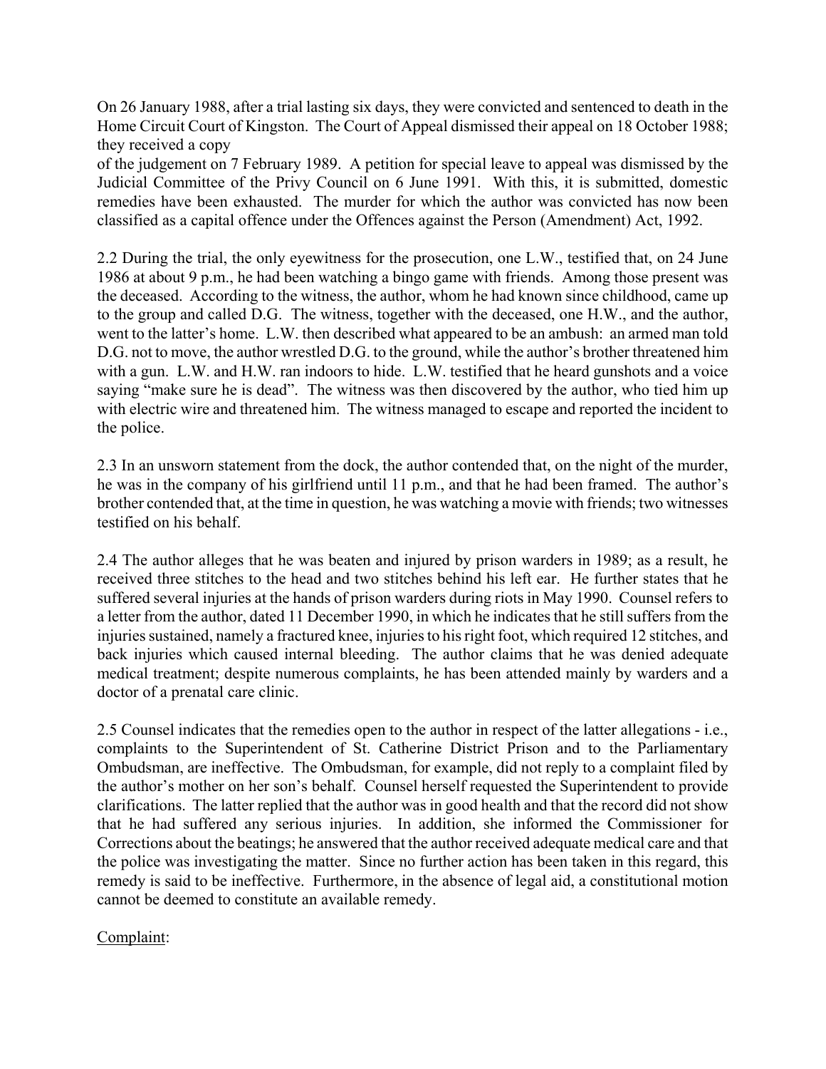On 26 January 1988, after a trial lasting six days, they were convicted and sentenced to death in the Home Circuit Court of Kingston. The Court of Appeal dismissed their appeal on 18 October 1988; they received a copy of the judgement on 7 February 1989. A petition for special leave to appeal was dismissed by the Judicial Committee of the Privy Council on 6 June 1991. With this, it is submitted, domestic remedies have been exhausted. The murder for which the author was convicted has now been classified as a capital offence under the Offences against the Person (Amendment) Act, 1992.

2.2 During the trial, the only eyewitness for the prosecution, one L.W., testified that, on 24 June 1986 at about 9 p.m., he had been watching a bingo game with friends. Among those present was the deceased. According to the witness, the author, whom he had known since childhood, came up to the group and called D.G. The witness, together with the deceased, one H.W., and the author, went to the latter's home. L.W. then described what appeared to be an ambush: an armed man told D.G. not to move, the author wrestled D.G. to the ground, while the author's brother threatened him with a gun. L.W. and H.W. ran indoors to hide. L.W. testified that he heard gunshots and a voice saying "make sure he is dead". The witness was then discovered by the author, who tied him up with electric wire and threatened him. The witness managed to escape and reported the incident to the police.

2.3 In an unsworn statement from the dock, the author contended that, on the night of the murder, he was in the company of his girlfriend until 11 p.m., and that he had been framed. The author's brother contended that, at the time in question, he was watching a movie with friends; two witnesses testified on his behalf.

2.4 The author alleges that he was beaten and injured by prison warders in 1989; as a result, he received three stitches to the head and two stitches behind his left ear. He further states that he suffered several injuries at the hands of prison warders during riots in May 1990. Counsel refers to a letter from the author, dated 11 December 1990, in which he indicates that he still suffers from the injuries sustained, namely a fractured knee, injuries to his right foot, which required 12 stitches, and back injuries which caused internal bleeding. The author claims that he was denied adequate medical treatment; despite numerous complaints, he has been attended mainly by warders and a doctor of a prenatal care clinic.

2.5 Counsel indicates that the remedies open to the author in respect of the latter allegations - i.e., complaints to the Superintendent of St. Catherine District Prison and to the Parliamentary Ombudsman, are ineffective. The Ombudsman, for example, did not reply to a complaint filed by the author's mother on her son's behalf. Counsel herself requested the Superintendent to provide clarifications. The latter replied that the author was in good health and that the record did not show that he had suffered any serious injuries. In addition, she informed the Commissioner for Corrections about the beatings; he answered that the author received adequate medical care and that the police was investigating the matter. Since no further action has been taken in this regard, this remedy is said to be ineffective. Furthermore, in the absence of legal aid, a constitutional motion cannot be deemed to constitute an available remedy.

Complaint: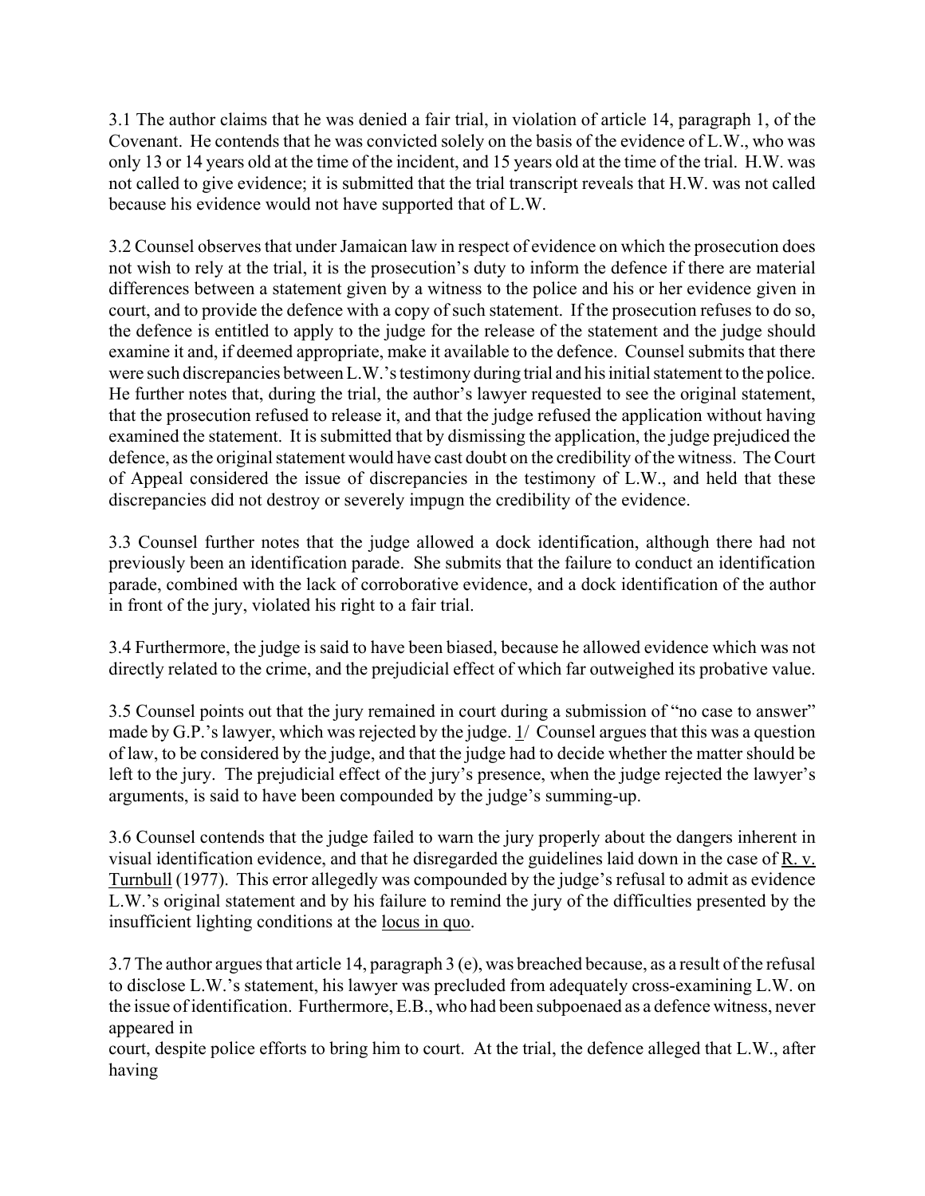3.1 The author claims that he was denied a fair trial, in violation of article 14, paragraph 1, of the Covenant. He contends that he was convicted solely on the basis of the evidence of L.W., who was only 13 or 14 years old at the time of the incident, and 15 years old at the time of the trial. H.W. was not called to give evidence; it is submitted that the trial transcript reveals that H.W. was not called because his evidence would not have supported that of L.W.

3.2 Counsel observes that under Jamaican law in respect of evidence on which the prosecution does not wish to rely at the trial, it is the prosecution's duty to inform the defence if there are material differences between a statement given by a witness to the police and his or her evidence given in court, and to provide the defence with a copy of such statement. If the prosecution refuses to do so, the defence is entitled to apply to the judge for the release of the statement and the judge should examine it and, if deemed appropriate, make it available to the defence. Counsel submits that there were such discrepancies between L.W.'s testimony during trial and his initial statement to the police. He further notes that, during the trial, the author's lawyer requested to see the original statement, that the prosecution refused to release it, and that the judge refused the application without having examined the statement. It is submitted that by dismissing the application, the judge prejudiced the defence, as the original statement would have cast doubt on the credibility of the witness. The Court of Appeal considered the issue of discrepancies in the testimony of L.W., and held that these discrepancies did not destroy or severely impugn the credibility of the evidence.

3.3 Counsel further notes that the judge allowed a dock identification, although there had not previously been an identification parade. She submits that the failure to conduct an identification parade, combined with the lack of corroborative evidence, and a dock identification of the author in front of the jury, violated his right to a fair trial.

3.4 Furthermore, the judge is said to have been biased, because he allowed evidence which was not directly related to the crime, and the prejudicial effect of which far outweighed its probative value.

3.5 Counsel points out that the jury remained in court during a submission of "no case to answer" made by G.P.'s lawyer, which was rejected by the judge. 1/ Counsel argues that this was a question of law, to be considered by the judge, and that the judge had to decide whether the matter should be left to the jury. The prejudicial effect of the jury's presence, when the judge rejected the lawyer's arguments, is said to have been compounded by the judge's summing-up.

3.6 Counsel contends that the judge failed to warn the jury properly about the dangers inherent in visual identification evidence, and that he disregarded the guidelines laid down in the case of R. v. Turnbull (1977). This error allegedly was compounded by the judge's refusal to admit as evidence L.W.'s original statement and by his failure to remind the jury of the difficulties presented by the insufficient lighting conditions at the locus in quo.

3.7 The author argues that article 14, paragraph 3 (e), was breached because, as a result of the refusal to disclose L.W.'s statement, his lawyer was precluded from adequately cross-examining L.W. on the issue of identification. Furthermore, E.B., who had been subpoenaed as a defence witness, never appeared in court, despite police efforts to bring him to court. At the trial, the defence alleged that L.W., after having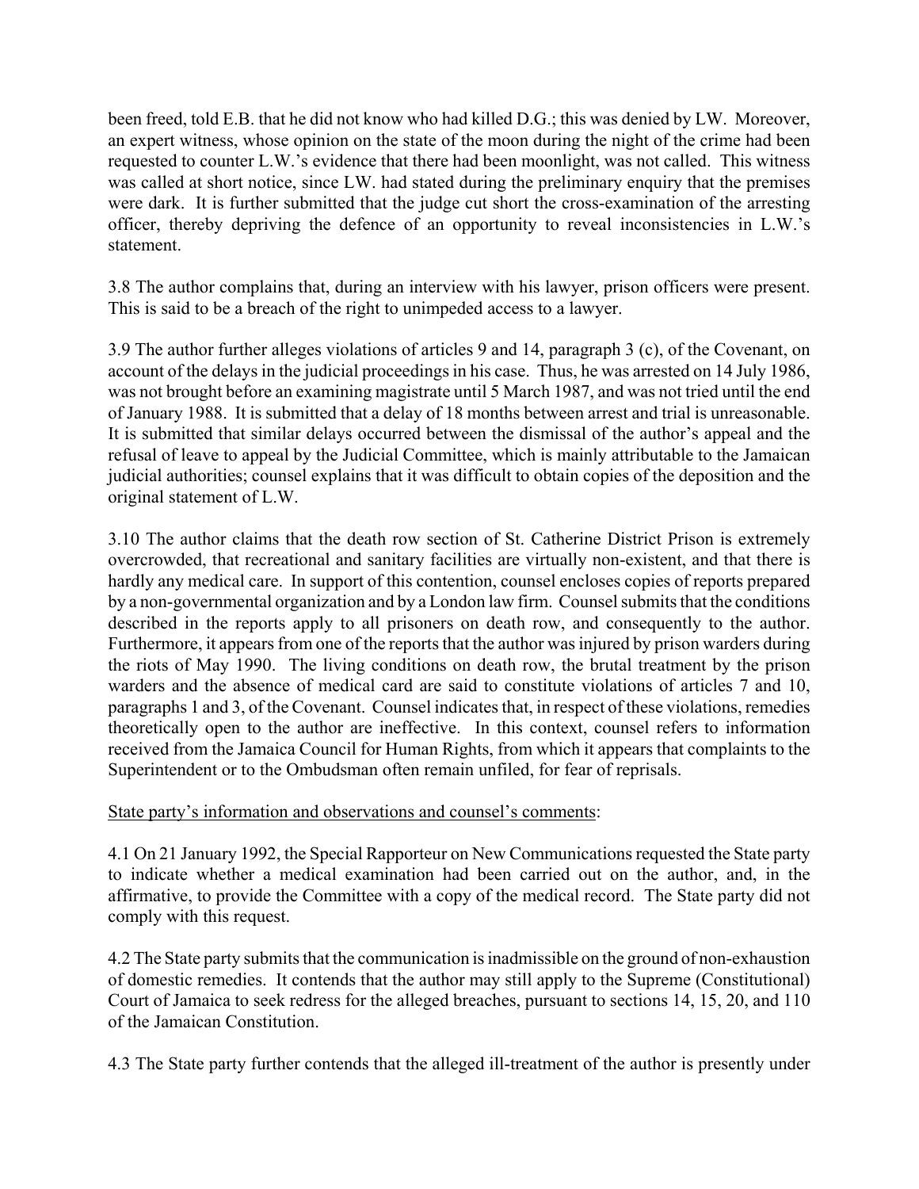been freed, told E.B. that he did not know who had killed D.G.; this was denied by LW. Moreover, an expert witness, whose opinion on the state of the moon during the night of the crime had been requested to counter L.W.'s evidence that there had been moonlight, was not called. This witness was called at short notice, since LW. had stated during the preliminary enquiry that the premises were dark. It is further submitted that the judge cut short the cross-examination of the arresting officer, thereby depriving the defence of an opportunity to reveal inconsistencies in L.W.'s statement.

3.8 The author complains that, during an interview with his lawyer, prison officers were present. This is said to be a breach of the right to unimpeded access to a lawyer.

3.9 The author further alleges violations of articles 9 and 14, paragraph 3 (c), of the Covenant, on account of the delays in the judicial proceedings in his case. Thus, he was arrested on 14 July 1986, was not brought before an examining magistrate until 5 March 1987, and was not tried until the end of January 1988. It is submitted that a delay of 18 months between arrest and trial is unreasonable. It is submitted that similar delays occurred between the dismissal of the author's appeal and the refusal of leave to appeal by the Judicial Committee, which is mainly attributable to the Jamaican judicial authorities; counsel explains that it was difficult to obtain copies of the deposition and the original statement of L.W.

3.10 The author claims that the death row section of St. Catherine District Prison is extremely overcrowded, that recreational and sanitary facilities are virtually non-existent, and that there is hardly any medical care. In support of this contention, counsel encloses copies of reports prepared by a non-governmental organization and by a London law firm. Counsel submits that the conditions described in the reports apply to all prisoners on death row, and consequently to the author. Furthermore, it appears from one of the reports that the author was injured by prison warders during the riots of May 1990. The living conditions on death row, the brutal treatment by the prison warders and the absence of medical card are said to constitute violations of articles 7 and 10, paragraphs 1 and 3, of the Covenant. Counsel indicates that, in respect of these violations, remedies theoretically open to the author are ineffective. In this context, counsel refers to information received from the Jamaica Council for Human Rights, from which it appears that complaints to the Superintendent or to the Ombudsman often remain unfiled, for fear of reprisals.

State party's information and observations and counsel's comments:

4.1 On 21 January 1992, the Special Rapporteur on New Communications requested the State party to indicate whether a medical examination had been carried out on the author, and, in the affirmative, to provide the Committee with a copy of the medical record. The State party did not comply with this request.

4.2 The State party submits that the communication is inadmissible on the ground of non-exhaustion of domestic remedies. It contends that the author may still apply to the Supreme (Constitutional) Court of Jamaica to seek redress for the alleged breaches, pursuant to sections 14, 15, 20, and 110 of the Jamaican Constitution.

4.3 The State party further contends that the alleged ill-treatment of the author is presently under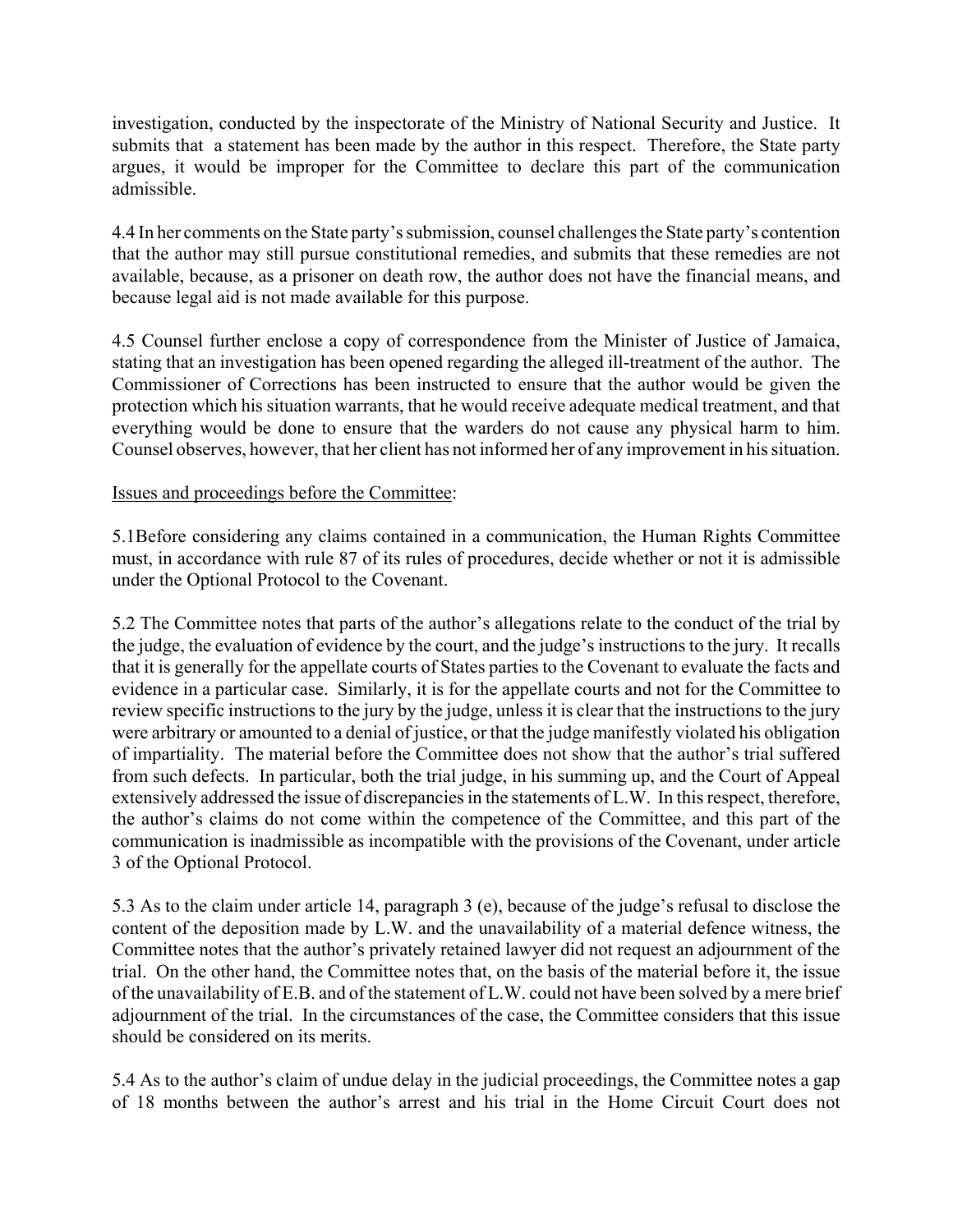investigation, conducted by the inspectorate of the Ministry of National Security and Justice. It submits that a statement has been made by the author in this respect. Therefore, the State party argues, it would be improper for the Committee to declare this part of the communication admissible.

4.4 In her comments on the State party's submission, counsel challenges the State party's contention that the author may still pursue constitutional remedies, and submits that these remedies are not available, because, as a prisoner on death row, the author does not have the financial means, and because legal aid is not made available for this purpose.

4.5 Counsel further enclose a copy of correspondence from the Minister of Justice of Jamaica, stating that an investigation has been opened regarding the alleged ill-treatment of the author. The Commissioner of Corrections has been instructed to ensure that the author would be given the protection which his situation warrants, that he would receive adequate medical treatment, and that everything would be done to ensure that the warders do not cause any physical harm to him. Counsel observes, however, that her client has not informed her of any improvement in his situation.

Issues and proceedings before the Committee:

5.1Before considering any claims contained in a communication, the Human Rights Committee must, in accordance with rule 87 of its rules of procedures, decide whether or not it is admissible under the Optional Protocol to the Covenant.

5.2 The Committee notes that parts of the author's allegations relate to the conduct of the trial by the judge, the evaluation of evidence by the court, and the judge's instructions to the jury. It recalls that it is generally for the appellate courts of States parties to the Covenant to evaluate the facts and evidence in a particular case. Similarly, it is for the appellate courts and not for the Committee to review specific instructions to the jury by the judge, unless it is clear that the instructions to the jury were arbitrary or amounted to a denial of justice, or that the judge manifestly violated his obligation of impartiality. The material before the Committee does not show that the author's trial suffered from such defects. In particular, both the trial judge, in his summing up, and the Court of Appeal extensively addressed the issue of discrepancies in the statements of L.W. In this respect, therefore, the author's claims do not come within the competence of the Committee, and this part of the communication is inadmissible as incompatible with the provisions of the Covenant, under article 3 of the Optional Protocol.

5.3 As to the claim under article 14, paragraph 3 (e), because of the judge's refusal to disclose the content of the deposition made by L.W. and the unavailability of a material defence witness, the Committee notes that the author's privately retained lawyer did not request an adjournment of the trial. On the other hand, the Committee notes that, on the basis of the material before it, the issue of the unavailability of E.B. and of the statement of L.W. could not have been solved by a mere brief adjournment of the trial. In the circumstances of the case, the Committee considers that this issue should be considered on its merits.

5.4 As to the author's claim of undue delay in the judicial proceedings, the Committee notes a gap of 18 months between the author's arrest and his trial in the Home Circuit Court does not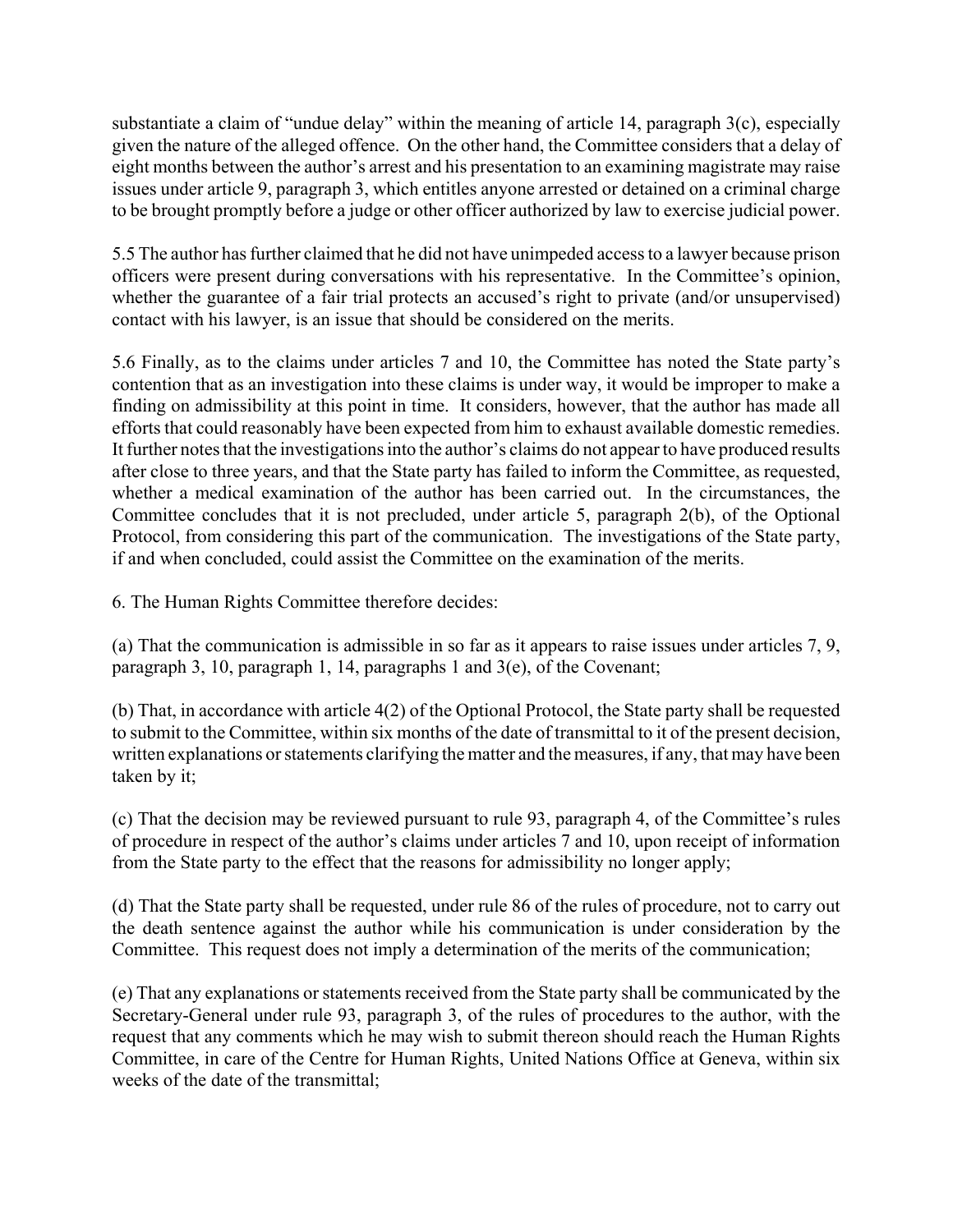substantiate a claim of "undue delay" within the meaning of article 14, paragraph 3(c), especially given the nature of the alleged offence. On the other hand, the Committee considers that a delay of eight months between the author's arrest and his presentation to an examining magistrate may raise issues under article 9, paragraph 3, which entitles anyone arrested or detained on a criminal charge to be brought promptly before a judge or other officer authorized by law to exercise judicial power.

5.5 The author has further claimed that he did not have unimpeded access to a lawyer because prison officers were present during conversations with his representative. In the Committee's opinion, whether the guarantee of a fair trial protects an accused's right to private (and/or unsupervised) contact with his lawyer, is an issue that should be considered on the merits.

5.6 Finally, as to the claims under articles 7 and 10, the Committee has noted the State party's contention that as an investigation into these claims is under way, it would be improper to make a finding on admissibility at this point in time. It considers, however, that the author has made all efforts that could reasonably have been expected from him to exhaust available domestic remedies. It further notes that the investigations into the author's claims do not appear to have produced results after close to three years, and that the State party has failed to inform the Committee, as requested, whether a medical examination of the author has been carried out. In the circumstances, the Committee concludes that it is not precluded, under article 5, paragraph 2(b), of the Optional Protocol, from considering this part of the communication. The investigations of the State party, if and when concluded, could assist the Committee on the examination of the merits.

6. The Human Rights Committee therefore decides:

(a) That the communication is admissible in so far as it appears to raise issues under articles 7, 9, paragraph 3, 10, paragraph 1, 14, paragraphs 1 and 3(e), of the Covenant;

(b) That, in accordance with article 4(2) of the Optional Protocol, the State party shall be requested to submit to the Committee, within six months of the date of transmittal to it of the present decision, written explanations or statements clarifying the matter and the measures, if any, that may have been taken by it;

(c) That the decision may be reviewed pursuant to rule 93, paragraph 4, of the Committee's rules of procedure in respect of the author's claims under articles 7 and 10, upon receipt of information from the State party to the effect that the reasons for admissibility no longer apply;

(d) That the State party shall be requested, under rule 86 of the rules of procedure, not to carry out the death sentence against the author while his communication is under consideration by the Committee. This request does not imply a determination of the merits of the communication;

(e) That any explanations or statements received from the State party shall be communicated by the Secretary-General under rule 93, paragraph 3, of the rules of procedures to the author, with the request that any comments which he may wish to submit thereon should reach the Human Rights Committee, in care of the Centre for Human Rights, United Nations Office at Geneva, within six weeks of the date of the transmittal;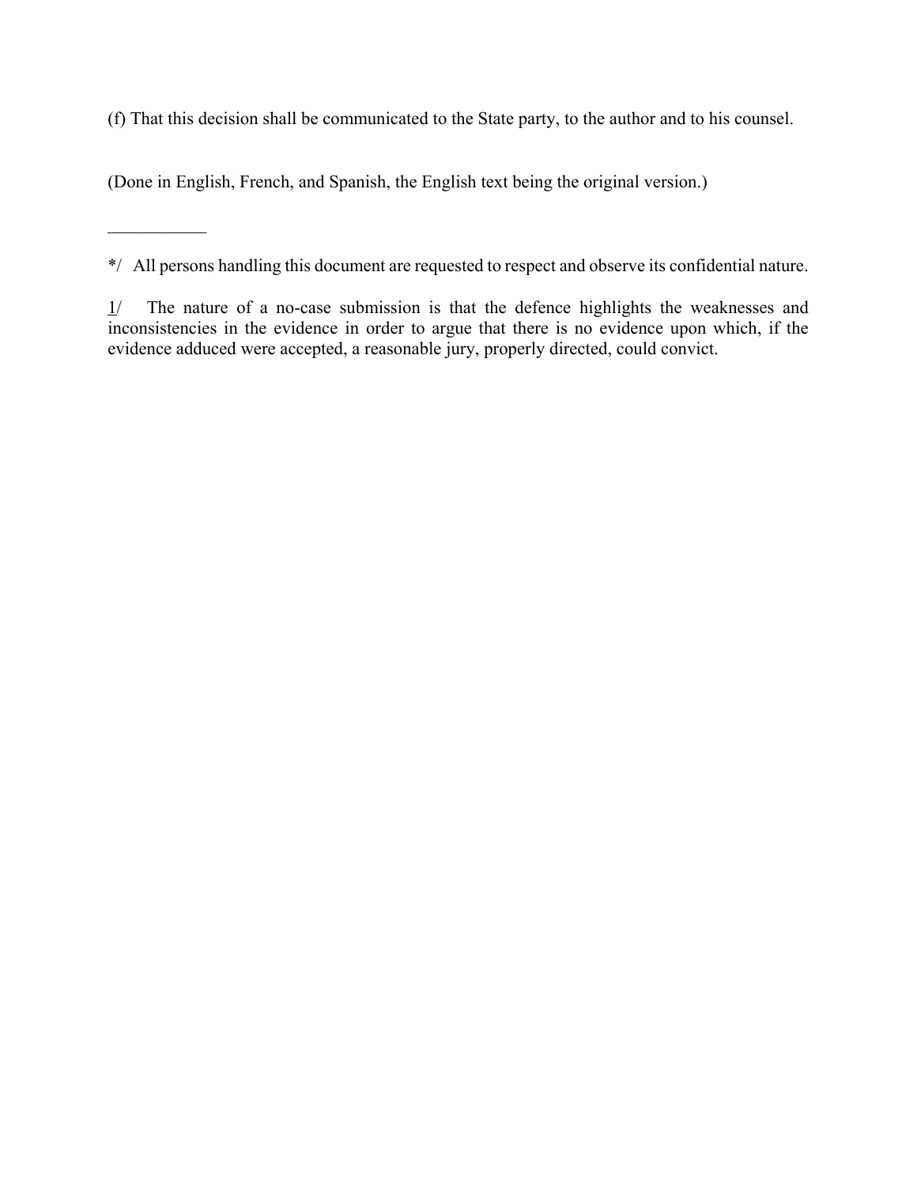(f) That this decision shall be communicated to the State party, to the author and to his counsel.

(Done in English, French, and Spanish, the English text being the original version.)

---

*/ All persons handling this document are requested to respect and observe its confidential nature.

1/ The nature of a no-case submission is that the defence highlights the weaknesses and inconsistencies in the evidence in order to argue that there is no evidence upon which, if the evidence adduced were accepted, a reasonable jury, properly directed, could convict.